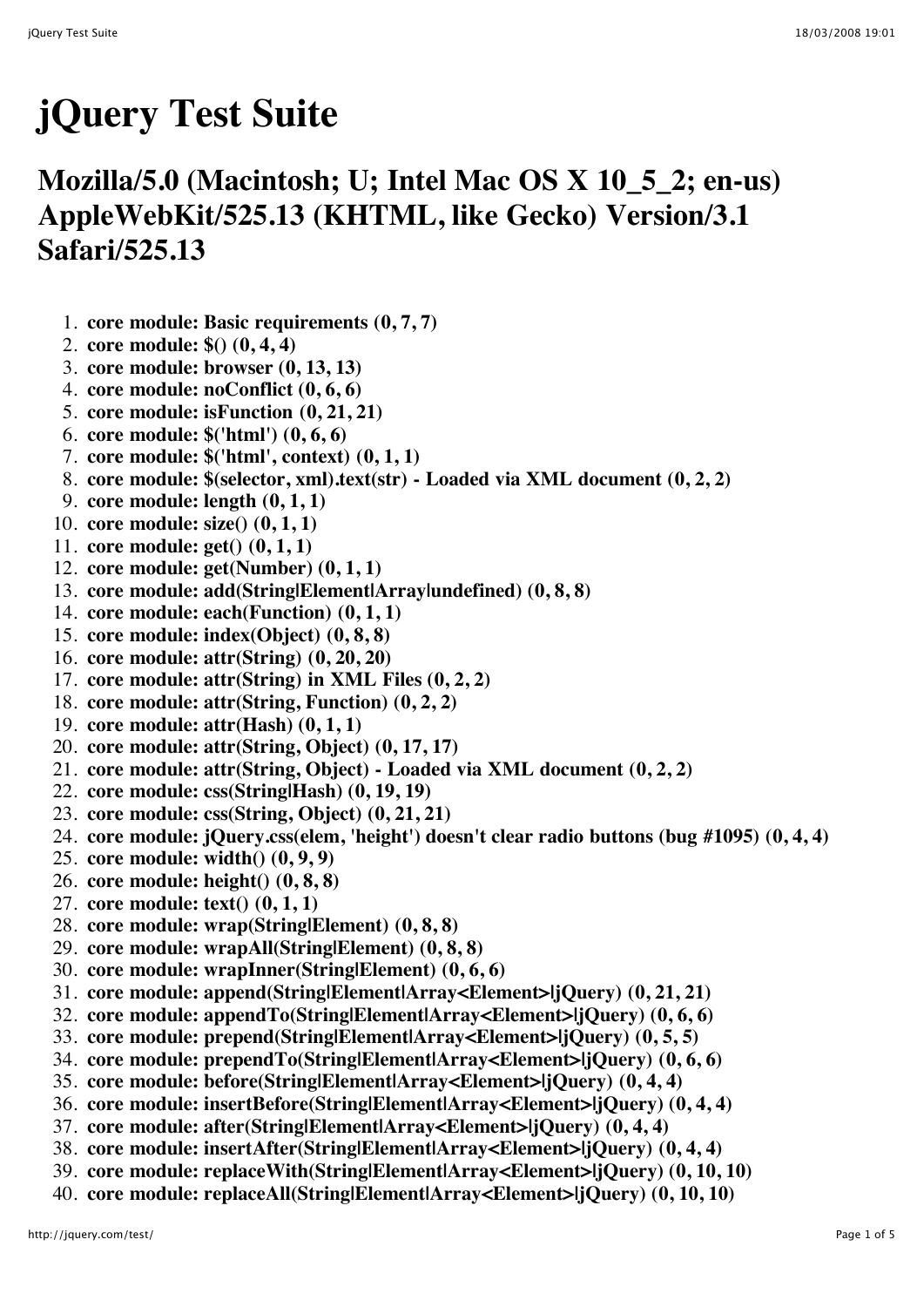# jQuery Test Suite

## Mozilla/5.0 (Macintosh; U; Intel Mac OS X 10_5_2; en-us) AppleWebKit/525.13 (KHTML, like Gecko) Version/3.1 Safari/525.13

1. **core module: Basic requirements (0, 7, 7)**
2. **core module: $() (0, 4, 4)**
3. **core module: browser (0, 13, 13)**
4. **core module: noConflict (0, 6, 6)**
5. **core module: isFunction (0, 21, 21)**
6. **core module: $('html') (0, 6, 6)**
7. **core module: $('html', context) (0, 1, 1)**
8. **core module: $(selector, xml).text(str) - Loaded via XML document (0, 2, 2)**
9. **core module: length (0, 1, 1)**
10. **core module: size() (0, 1, 1)**
11. **core module: get() (0, 1, 1)**
12. **core module: get(Number) (0, 1, 1)**
13. **core module: add(String|Element|Array|undefined) (0, 8, 8)**
14. **core module: each(Function) (0, 1, 1)**
15. **core module: index(Object) (0, 8, 8)**
16. **core module: attr(String) (0, 20, 20)**
17. **core module: attr(String) in XML Files (0, 2, 2)**
18. **core module: attr(String, Function) (0, 2, 2)**
19. **core module: attr(Hash) (0, 1, 1)**
20. **core module: attr(String, Object) (0, 17, 17)**
21. **core module: attr(String, Object) - Loaded via XML document (0, 2, 2)**
22. **core module: css(String|Hash) (0, 19, 19)**
23. **core module: css(String, Object) (0, 21, 21)**
24. **core module: jQuery.css(elem, 'height') doesn't clear radio buttons (bug #1095) (0, 4, 4)**
25. **core module: width() (0, 9, 9)**
26. **core module: height() (0, 8, 8)**
27. **core module: text() (0, 1, 1)**
28. **core module: wrap(String|Element) (0, 8, 8)**
29. **core module: wrapAll(String|Element) (0, 8, 8)**
30. **core module: wrapInner(String|Element) (0, 6, 6)**
31. **core module: append(String|Element|Array<Element>|jQuery) (0, 21, 21)**
32. **core module: appendTo(String|Element|Array<Element>|jQuery) (0, 6, 6)**
33. **core module: prepend(String|Element|Array<Element>|jQuery) (0, 5, 5)**
34. **core module: prependTo(String|Element|Array<Element>|jQuery) (0, 6, 6)**
35. **core module: before(String|Element|Array<Element>|jQuery) (0, 4, 4)**
36. **core module: insertBefore(String|Element|Array<Element>|jQuery) (0, 4, 4)**
37. **core module: after(String|Element|Array<Element>|jQuery) (0, 4, 4)**
38. **core module: insertAfter(String|Element|Array<Element>|jQuery) (0, 4, 4)**
39. **core module: replaceWith(String|Element|Array<Element>|jQuery) (0, 10, 10)**
40. **core module: replaceAll(String|Element|Array<Element>|jQuery) (0, 10, 10)**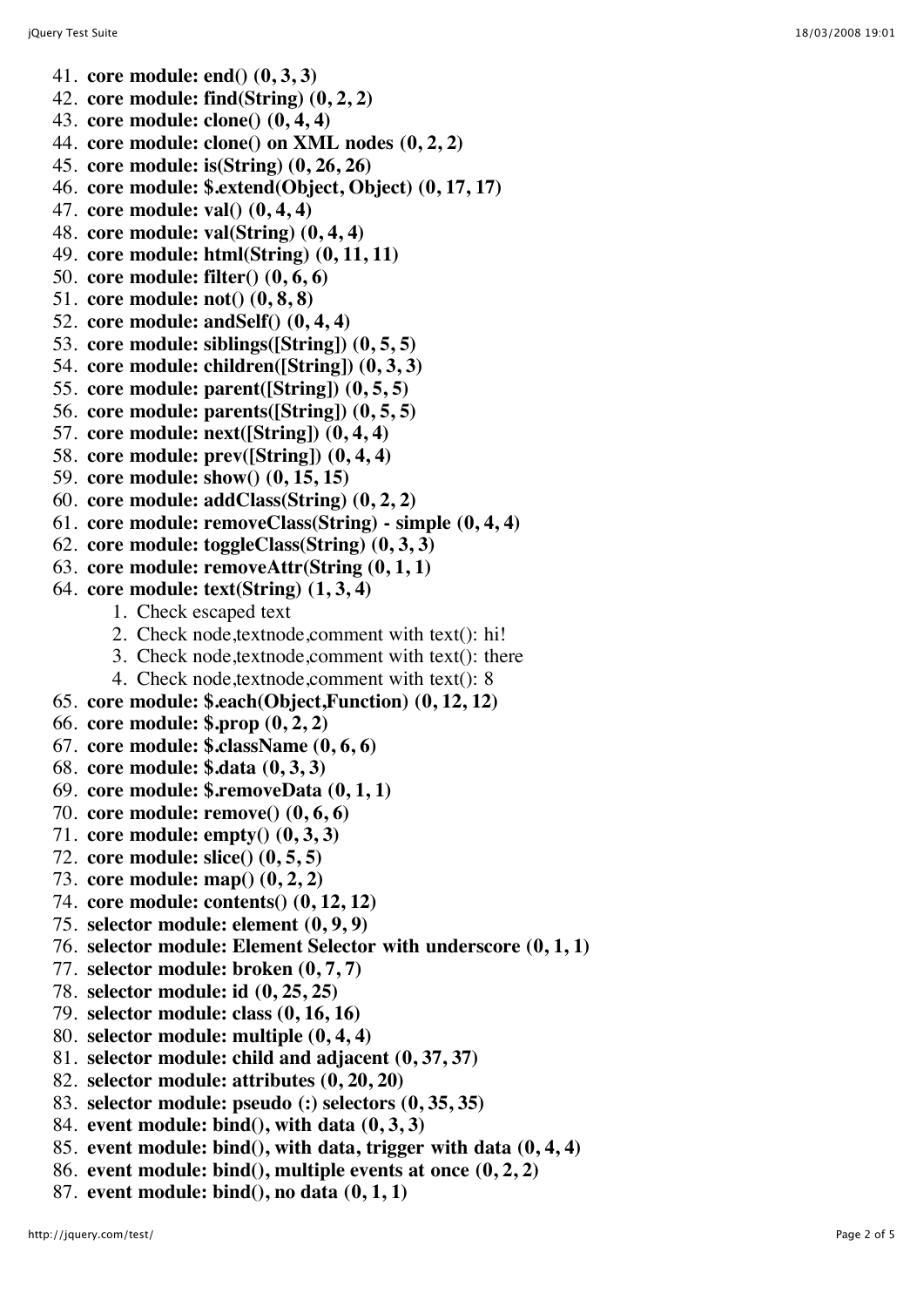41. **core module: end() (0, 3, 3)**
42. **core module: find(String) (0, 2, 2)**
43. **core module: clone() (0, 4, 4)**
44. **core module: clone() on XML nodes (0, 2, 2)**
45. **core module: is(String) (0, 26, 26)**
46. **core module: $.extend(Object, Object) (0, 17, 17)**
47. **core module: val() (0, 4, 4)**
48. **core module: val(String) (0, 4, 4)**
49. **core module: html(String) (0, 11, 11)**
50. **core module: filter() (0, 6, 6)**
51. **core module: not() (0, 8, 8)**
52. **core module: andSelf() (0, 4, 4)**
53. **core module: siblings([String]) (0, 5, 5)**
54. **core module: children([String]) (0, 3, 3)**
55. **core module: parent([String]) (0, 5, 5)**
56. **core module: parents([String]) (0, 5, 5)**
57. **core module: next([String]) (0, 4, 4)**
58. **core module: prev([String]) (0, 4, 4)**
59. **core module: show() (0, 15, 15)**
60. **core module: addClass(String) (0, 2, 2)**
61. **core module: removeClass(String) - simple (0, 4, 4)**
62. **core module: toggleClass(String) (0, 3, 3)**
63. **core module: removeAttr(String (0, 1, 1)**
64. **core module: text(String) (1, 3, 4)**
    1. Check escaped text
    2. Check node,textnode,comment with text(): hi!
    3. Check node,textnode,comment with text(): there
    4. Check node,textnode,comment with text(): 8
65. **core module: $.each(Object,Function) (0, 12, 12)**
66. **core module: $.prop (0, 2, 2)**
67. **core module: $.className (0, 6, 6)**
68. **core module: $.data (0, 3, 3)**
69. **core module: $.removeData (0, 1, 1)**
70. **core module: remove() (0, 6, 6)**
71. **core module: empty() (0, 3, 3)**
72. **core module: slice() (0, 5, 5)**
73. **core module: map() (0, 2, 2)**
74. **core module: contents() (0, 12, 12)**
75. **selector module: element (0, 9, 9)**
76. **selector module: Element Selector with underscore (0, 1, 1)**
77. **selector module: broken (0, 7, 7)**
78. **selector module: id (0, 25, 25)**
79. **selector module: class (0, 16, 16)**
80. **selector module: multiple (0, 4, 4)**
81. **selector module: child and adjacent (0, 37, 37)**
82. **selector module: attributes (0, 20, 20)**
83. **selector module: pseudo (:) selectors (0, 35, 35)**
84. **event module: bind(), with data (0, 3, 3)**
85. **event module: bind(), with data, trigger with data (0, 4, 4)**
86. **event module: bind(), multiple events at once (0, 2, 2)**
87. **event module: bind(), no data (0, 1, 1)**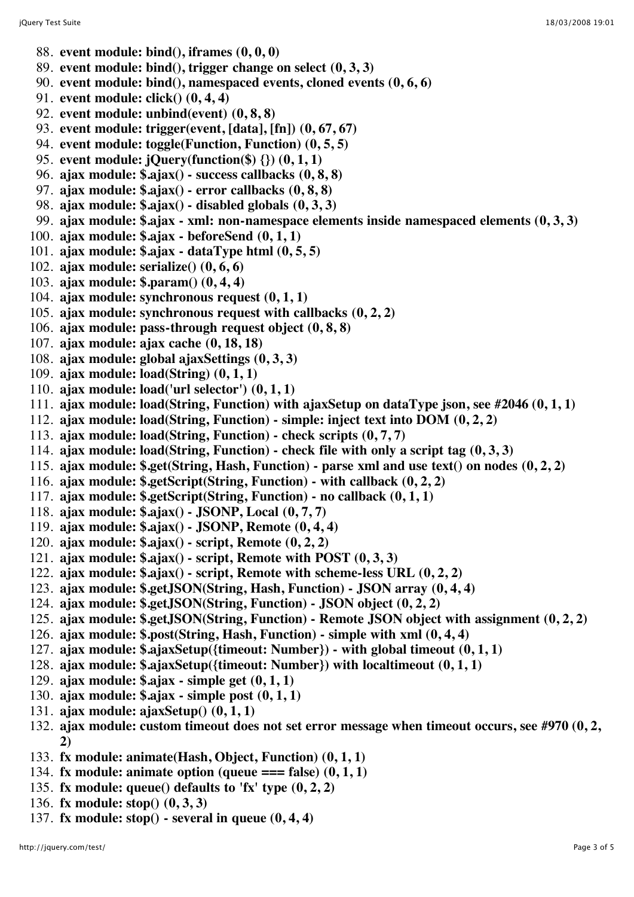88. **event module: bind(), iframes (0, 0, 0)**
89. **event module: bind(), trigger change on select (0, 3, 3)**
90. **event module: bind(), namespaced events, cloned events (0, 6, 6)**
91. **event module: click() (0, 4, 4)**
92. **event module: unbind(event) (0, 8, 8)**
93. **event module: trigger(event, [data], [fn]) (0, 67, 67)**
94. **event module: toggle(Function, Function) (0, 5, 5)**
95. **event module: jQuery(function($) {}) (0, 1, 1)**
96. **ajax module: $.ajax() - success callbacks (0, 8, 8)**
97. **ajax module: $.ajax() - error callbacks (0, 8, 8)**
98. **ajax module: $.ajax() - disabled globals (0, 3, 3)**
99. **ajax module: $.ajax - xml: non-namespace elements inside namespaced elements (0, 3, 3)**
100. **ajax module: $.ajax - beforeSend (0, 1, 1)**
101. **ajax module: $.ajax - dataType html (0, 5, 5)**
102. **ajax module: serialize() (0, 6, 6)**
103. **ajax module: $.param() (0, 4, 4)**
104. **ajax module: synchronous request (0, 1, 1)**
105. **ajax module: synchronous request with callbacks (0, 2, 2)**
106. **ajax module: pass-through request object (0, 8, 8)**
107. **ajax module: ajax cache (0, 18, 18)**
108. **ajax module: global ajaxSettings (0, 3, 3)**
109. **ajax module: load(String) (0, 1, 1)**
110. **ajax module: load('url selector') (0, 1, 1)**
111. **ajax module: load(String, Function) with ajaxSetup on dataType json, see #2046 (0, 1, 1)**
112. **ajax module: load(String, Function) - simple: inject text into DOM (0, 2, 2)**
113. **ajax module: load(String, Function) - check scripts (0, 7, 7)**
114. **ajax module: load(String, Function) - check file with only a script tag (0, 3, 3)**
115. **ajax module: $.get(String, Hash, Function) - parse xml and use text() on nodes (0, 2, 2)**
116. **ajax module: $.getScript(String, Function) - with callback (0, 2, 2)**
117. **ajax module: $.getScript(String, Function) - no callback (0, 1, 1)**
118. **ajax module: $.ajax() - JSONP, Local (0, 7, 7)**
119. **ajax module: $.ajax() - JSONP, Remote (0, 4, 4)**
120. **ajax module: $.ajax() - script, Remote (0, 2, 2)**
121. **ajax module: $.ajax() - script, Remote with POST (0, 3, 3)**
122. **ajax module: $.ajax() - script, Remote with scheme-less URL (0, 2, 2)**
123. **ajax module: $.getJSON(String, Hash, Function) - JSON array (0, 4, 4)**
124. **ajax module: $.getJSON(String, Function) - JSON object (0, 2, 2)**
125. **ajax module: $.getJSON(String, Function) - Remote JSON object with assignment (0, 2, 2)**
126. **ajax module: $.post(String, Hash, Function) - simple with xml (0, 4, 4)**
127. **ajax module: $.ajaxSetup({timeout: Number}) - with global timeout (0, 1, 1)**
128. **ajax module: $.ajaxSetup({timeout: Number}) with localtimeout (0, 1, 1)**
129. **ajax module: $.ajax - simple get (0, 1, 1)**
130. **ajax module: $.ajax - simple post (0, 1, 1)**
131. **ajax module: ajaxSetup() (0, 1, 1)**
132. **ajax module: custom timeout does not set error message when timeout occurs, see #970 (0, 2, 2)**
133. **fx module: animate(Hash, Object, Function) (0, 1, 1)**
134. **fx module: animate option (queue === false) (0, 1, 1)**
135. **fx module: queue() defaults to 'fx' type (0, 2, 2)**
136. **fx module: stop() (0, 3, 3)**
137. **fx module: stop() - several in queue (0, 4, 4)**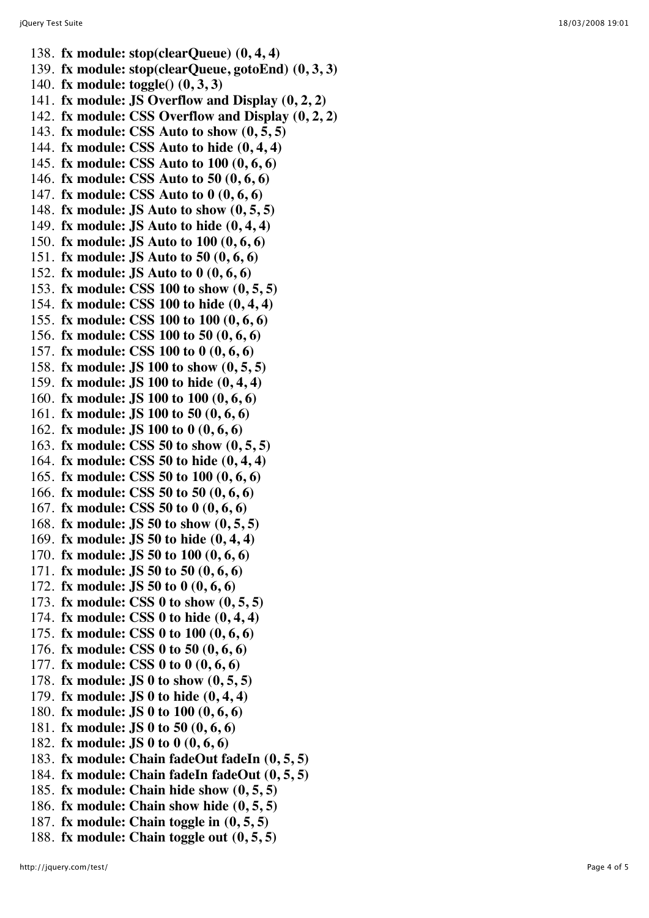138. **fx module: stop(clearQueue) (0, 4, 4)**
139. **fx module: stop(clearQueue, gotoEnd) (0, 3, 3)**
140. **fx module: toggle() (0, 3, 3)**
141. **fx module: JS Overflow and Display (0, 2, 2)**
142. **fx module: CSS Overflow and Display (0, 2, 2)**
143. **fx module: CSS Auto to show (0, 5, 5)**
144. **fx module: CSS Auto to hide (0, 4, 4)**
145. **fx module: CSS Auto to 100 (0, 6, 6)**
146. **fx module: CSS Auto to 50 (0, 6, 6)**
147. **fx module: CSS Auto to 0 (0, 6, 6)**
148. **fx module: JS Auto to show (0, 5, 5)**
149. **fx module: JS Auto to hide (0, 4, 4)**
150. **fx module: JS Auto to 100 (0, 6, 6)**
151. **fx module: JS Auto to 50 (0, 6, 6)**
152. **fx module: JS Auto to 0 (0, 6, 6)**
153. **fx module: CSS 100 to show (0, 5, 5)**
154. **fx module: CSS 100 to hide (0, 4, 4)**
155. **fx module: CSS 100 to 100 (0, 6, 6)**
156. **fx module: CSS 100 to 50 (0, 6, 6)**
157. **fx module: CSS 100 to 0 (0, 6, 6)**
158. **fx module: JS 100 to show (0, 5, 5)**
159. **fx module: JS 100 to hide (0, 4, 4)**
160. **fx module: JS 100 to 100 (0, 6, 6)**
161. **fx module: JS 100 to 50 (0, 6, 6)**
162. **fx module: JS 100 to 0 (0, 6, 6)**
163. **fx module: CSS 50 to show (0, 5, 5)**
164. **fx module: CSS 50 to hide (0, 4, 4)**
165. **fx module: CSS 50 to 100 (0, 6, 6)**
166. **fx module: CSS 50 to 50 (0, 6, 6)**
167. **fx module: CSS 50 to 0 (0, 6, 6)**
168. **fx module: JS 50 to show (0, 5, 5)**
169. **fx module: JS 50 to hide (0, 4, 4)**
170. **fx module: JS 50 to 100 (0, 6, 6)**
171. **fx module: JS 50 to 50 (0, 6, 6)**
172. **fx module: JS 50 to 0 (0, 6, 6)**
173. **fx module: CSS 0 to show (0, 5, 5)**
174. **fx module: CSS 0 to hide (0, 4, 4)**
175. **fx module: CSS 0 to 100 (0, 6, 6)**
176. **fx module: CSS 0 to 50 (0, 6, 6)**
177. **fx module: CSS 0 to 0 (0, 6, 6)**
178. **fx module: JS 0 to show (0, 5, 5)**
179. **fx module: JS 0 to hide (0, 4, 4)**
180. **fx module: JS 0 to 100 (0, 6, 6)**
181. **fx module: JS 0 to 50 (0, 6, 6)**
182. **fx module: JS 0 to 0 (0, 6, 6)**
183. **fx module: Chain fadeOut fadeIn (0, 5, 5)**
184. **fx module: Chain fadeIn fadeOut (0, 5, 5)**
185. **fx module: Chain hide show (0, 5, 5)**
186. **fx module: Chain show hide (0, 5, 5)**
187. **fx module: Chain toggle in (0, 5, 5)**
188. **fx module: Chain toggle out (0, 5, 5)**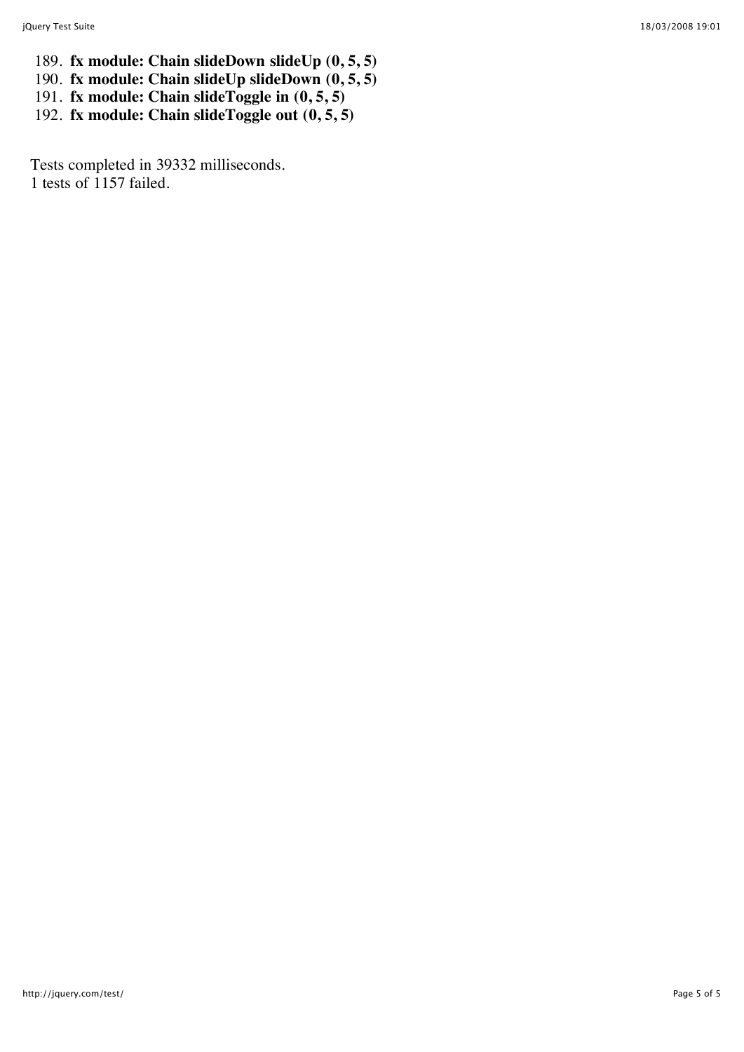189. **fx module: Chain slideDown slideUp (0, 5, 5)**
190. **fx module: Chain slideUp slideDown (0, 5, 5)**
191. **fx module: Chain slideToggle in (0, 5, 5)**
192. **fx module: Chain slideToggle out (0, 5, 5)**

Tests completed in 39332 milliseconds.
1 tests of 1157 failed.